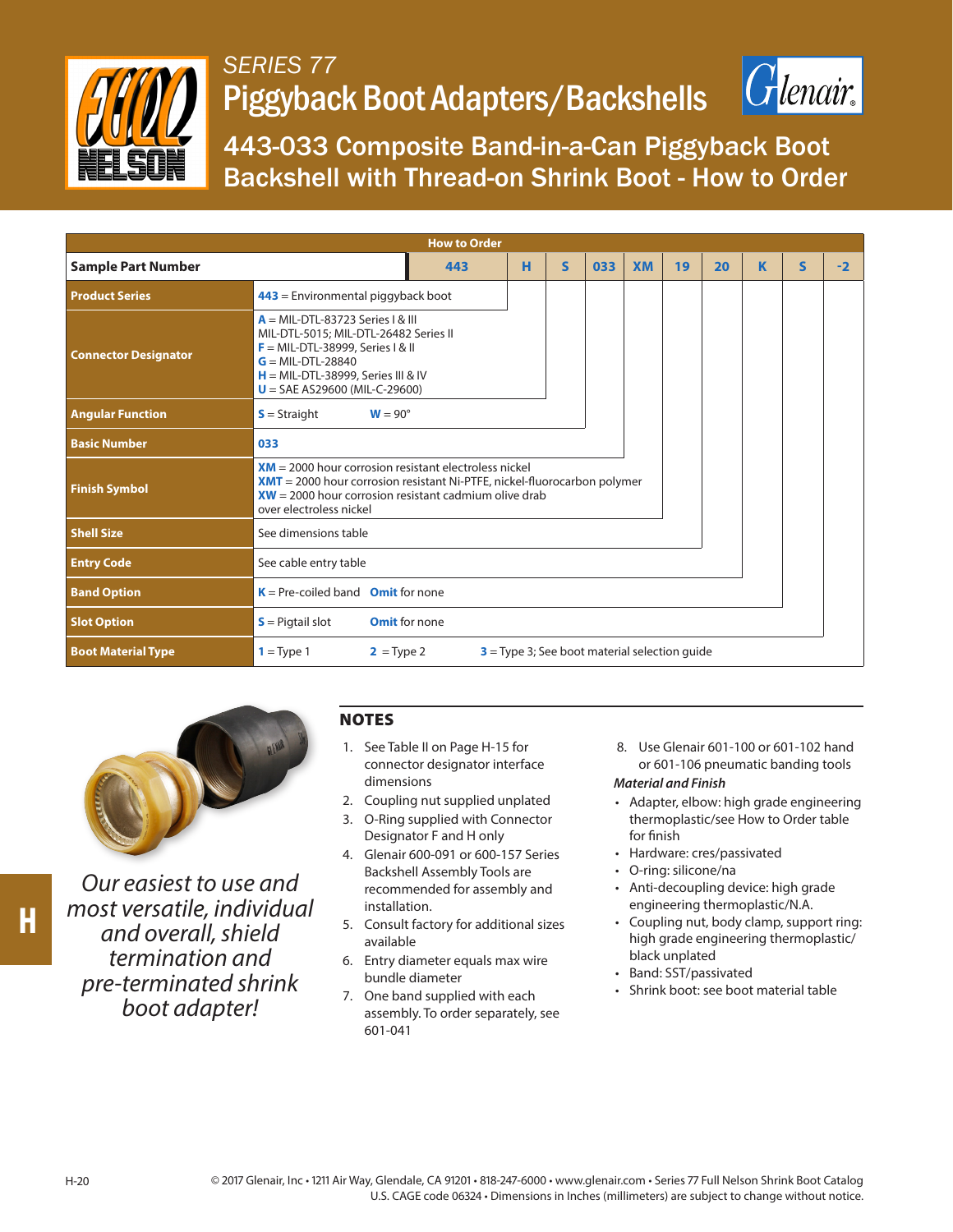# SERIES 77

## Piggyback Boot Adapters/Backshells

## 443-033 Composite Band-in-a-Can Piggyback Boot Backshell with Thread-on Shrink Boot - How to Order

**How to Order**

| Sample Part Number | 443 | H | S | 033 | XM | 19 | 20 | K | S | -2 |
|---|---|---|---|---|---|---|---|---|---|---|
| **Product Series** | **443** = Environmental piggyback boot | | | | | | | | | |
| **Connector Designator** | **A** = MIL-DTL-83723 Series I & III MIL-DTL-5015; MIL-DTL-26482 Series II<br>**F** = MIL-DTL-38999, Series I & II<br>**G** = MIL-DTL-28840<br>**H** = MIL-DTL-38999, Series III & IV<br>**U** = SAE AS29600 (MIL-C-29600) | | | | | | | | | |
| **Angular Function** | **S** = Straight  **W** = 90° | | | | | | | | | |
| **Basic Number** | **033** | | | | | | | | | |
| **Finish Symbol** | **XM** = 2000 hour corrosion resistant electroless nickel<br>**XMT** = 2000 hour corrosion resistant Ni-PTFE, nickel-fluorocarbon polymer<br>**XW** = 2000 hour corrosion resistant cadmium olive drab over electroless nickel | | | | | | | | | |
| **Shell Size** | See dimensions table | | | | | | | | | |
| **Entry Code** | See cable entry table | | | | | | | | | |
| **Band Option** | **K** = Pre-coiled band  **Omit** for none | | | | | | | | | |
| **Slot Option** | **S** = Pigtail slot  **Omit** for none | | | | | | | | | |
| **Boot Material Type** | **1** = Type 1  **2** = Type 2  **3** = Type 3; See boot material selection guide | | | | | | | | | |

*Our easiest to use and most versatile, individual and overall, shield termination and pre-terminated shrink boot adapter!*

### NOTES

1. See Table II on Page H-15 for connector designator interface dimensions
2. Coupling nut supplied unplated
3. O-Ring supplied with Connector Designator F and H only
4. Glenair 600-091 or 600-157 Series Backshell Assembly Tools are recommended for assembly and installation.
5. Consult factory for additional sizes available
6. Entry diameter equals max wire bundle diameter
7. One band supplied with each assembly. To order separately, see 601-041
8. Use Glenair 601-100 or 601-102 hand or 601-106 pneumatic banding tools

***Material and Finish***

- Adapter, elbow: high grade engineering thermoplastic/see How to Order table for finish
- Hardware: cres/passivated
- O-ring: silicone/na
- Anti-decoupling device: high grade engineering thermoplastic/N.A.
- Coupling nut, body clamp, support ring: high grade engineering thermoplastic/ black unplated
- Band: SST/passivated
- Shrink boot: see boot material table

© 2017 Glenair, Inc • 1211 Air Way, Glendale, CA 91201 • 818-247-6000 • www.glenair.com • Series 77 Full Nelson Shrink Boot Catalog
U.S. CAGE code 06324 • Dimensions in Inches (millimeters) are subject to change without notice.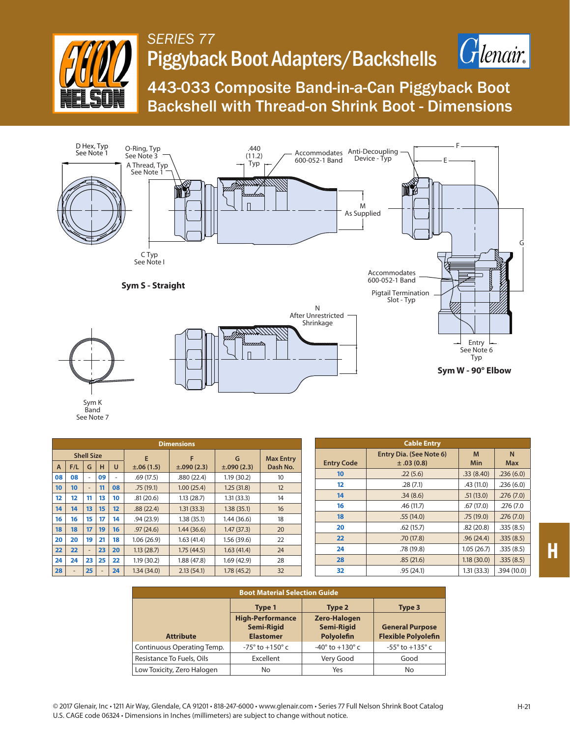SERIES 77

# Piggyback Boot Adapters/Backshells

## 443-033 Composite Band-in-a-Can Piggyback Boot Backshell with Thread-on Shrink Boot - Dimensions

D Hex, Typ
See Note 1

O-Ring, Typ
See Note 3

A Thread, Typ
See Note 1

.440
(11.2)
Typ

Accommodates
600-052-1 Band

Anti-Decoupling
Device - Typ

F

E

M
As Supplied

G

C Typ
See Note I

**Sym S - Straight**

Accommodates
600-052-1 Band

Pigtail Termination
Slot - Typ

N
After Unrestricted
Shrinkage

Entry
See Note 6
Typ

**Sym W - 90° Elbow**

Sym K
Band
See Note 7

**Dimensions**

| Shell Size | | | | | E | F | G | Max Entry |
|---|---|---|---|---|---|---|---|---|
| A | F/L | G | H | U | ±.06 (1.5) | ±.090 (2.3) | ±.090 (2.3) | Dash No. |
| 08 | 08 | - | 09 | - | .69 (17.5) | .880 (22.4) | 1.19 (30.2) | 10 |
| 10 | 10 | - | 11 | 08 | .75 (19.1) | 1.00 (25.4) | 1.25 (31.8) | 12 |
| 12 | 12 | 11 | 13 | 10 | .81 (20.6) | 1.13 (28.7) | 1.31 (33.3) | 14 |
| 14 | 14 | 13 | 15 | 12 | .88 (22.4) | 1.31 (33.3) | 1.38 (35.1) | 16 |
| 16 | 16 | 15 | 17 | 14 | .94 (23.9) | 1.38 (35.1) | 1.44 (36.6) | 18 |
| 18 | 18 | 17 | 19 | 16 | .97 (24.6) | 1.44 (36.6) | 1.47 (37.3) | 20 |
| 20 | 20 | 19 | 21 | 18 | 1.06 (26.9) | 1.63 (41.4) | 1.56 (39.6) | 22 |
| 22 | 22 | - | 23 | 20 | 1.13 (28.7) | 1.75 (44.5) | 1.63 (41.4) | 24 |
| 24 | 24 | 23 | 25 | 22 | 1.19 (30.2) | 1.88 (47.8) | 1.69 (42.9) | 28 |
| 28 | - | 25 | - | 24 | 1.34 (34.0) | 2.13 (54.1) | 1.78 (45.2) | 32 |

**Cable Entry**

| Entry Code | Entry Dia. (See Note 6) ± .03 (0.8) | M Min | N Max |
|---|---|---|---|
| 10 | .22 (5.6) | .33 (8.40) | .236 (6.0) |
| 12 | .28 (7.1) | .43 (11.0) | .236 (6.0) |
| 14 | .34 (8.6) | .51 (13.0) | .276 (7.0) |
| 16 | .46 (11.7) | .67 (17.0) | .276 (7.0 |
| 18 | .55 (14.0) | .75 (19.0) | .276 (7.0) |
| 20 | .62 (15.7) | .82 (20.8) | .335 (8.5) |
| 22 | .70 (17.8) | .96 (24.4) | .335 (8.5) |
| 24 | .78 (19.8) | 1.05 (26.7) | .335 (8.5) |
| 28 | .85 (21.6) | 1.18 (30.0) | .335 (8.5) |
| 32 | .95 (24.1) | 1.31 (33.3) | .394 (10.0) |

**Boot Material Selection Guide**

| Attribute | Type 1 High-Performance Semi-Rigid Elastomer | Type 2 Zero-Halogen Semi-Rigid Polyolefin | Type 3 General Purpose Flexible Polyolefin |
|---|---|---|---|
| Continuous Operating Temp. | -75° to +150° c | -40° to +130° c | -55° to +135° c |
| Resistance To Fuels, Oils | Excellent | Very Good | Good |
| Low Toxicity, Zero Halogen | No | Yes | No |

© 2017 Glenair, Inc • 1211 Air Way, Glendale, CA 91201 • 818-247-6000 • www.glenair.com • Series 77 Full Nelson Shrink Boot Catalog
U.S. CAGE code 06324 • Dimensions in Inches (millimeters) are subject to change without notice.